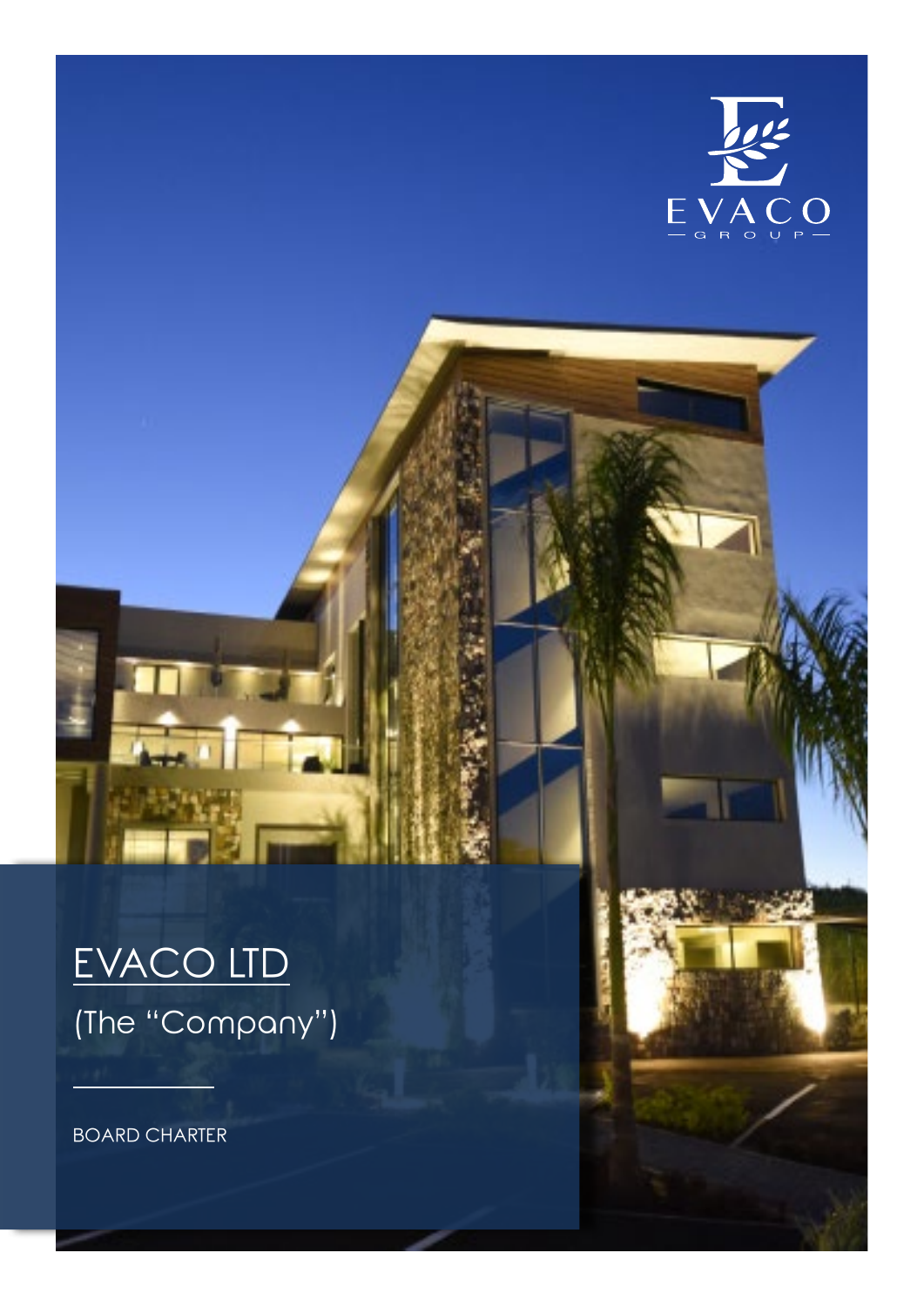EVACO GROUP

# EVACO LTD

(The "Company")

BOARD CHARTER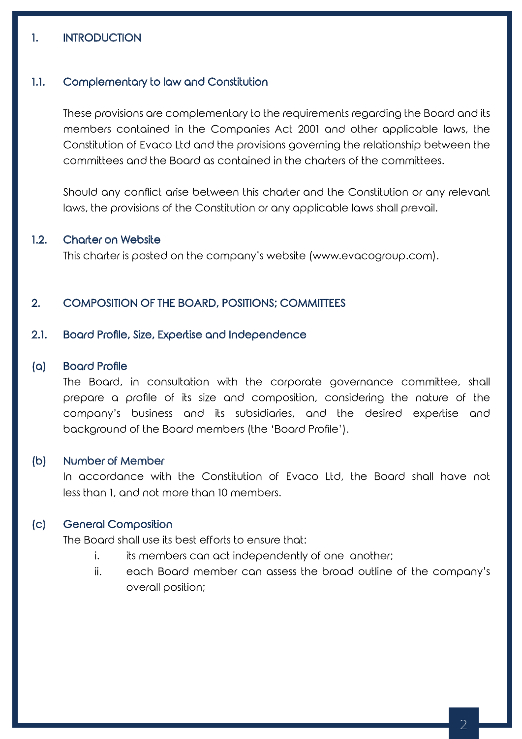# 1. INTRODUCTION

## 1.1. Complementary to law and Constitution

These provisions are complementary to the requirements regarding the Board and its members contained in the Companies Act 2001 and other applicable laws, the Constitution of Evaco Ltd and the provisions governing the relationship between the committees and the Board as contained in the charters of the committees.

Should any conflict arise between this charter and the Constitution or any relevant laws, the provisions of the Constitution or any applicable laws shall prevail.

## 1.2. Charter on Website

This charter is posted on the company's website (www.evacogroup.com).

# 2. COMPOSITION OF THE BOARD, POSITIONS; COMMITTEES

## 2.1. Board Profile, Size, Expertise and Independence

### (a) Board Profile

The Board, in consultation with the corporate governance committee, shall prepare a profile of its size and composition, considering the nature of the company's business and its subsidiaries, and the desired expertise and background of the Board members (the 'Board Profile').

### (b) Number of Member

In accordance with the Constitution of Evaco Ltd, the Board shall have not less than 1, and not more than 10 members.

### (c) General Composition

The Board shall use its best efforts to ensure that:

i. its members can act independently of one another;

ii. each Board member can assess the broad outline of the company's overall position;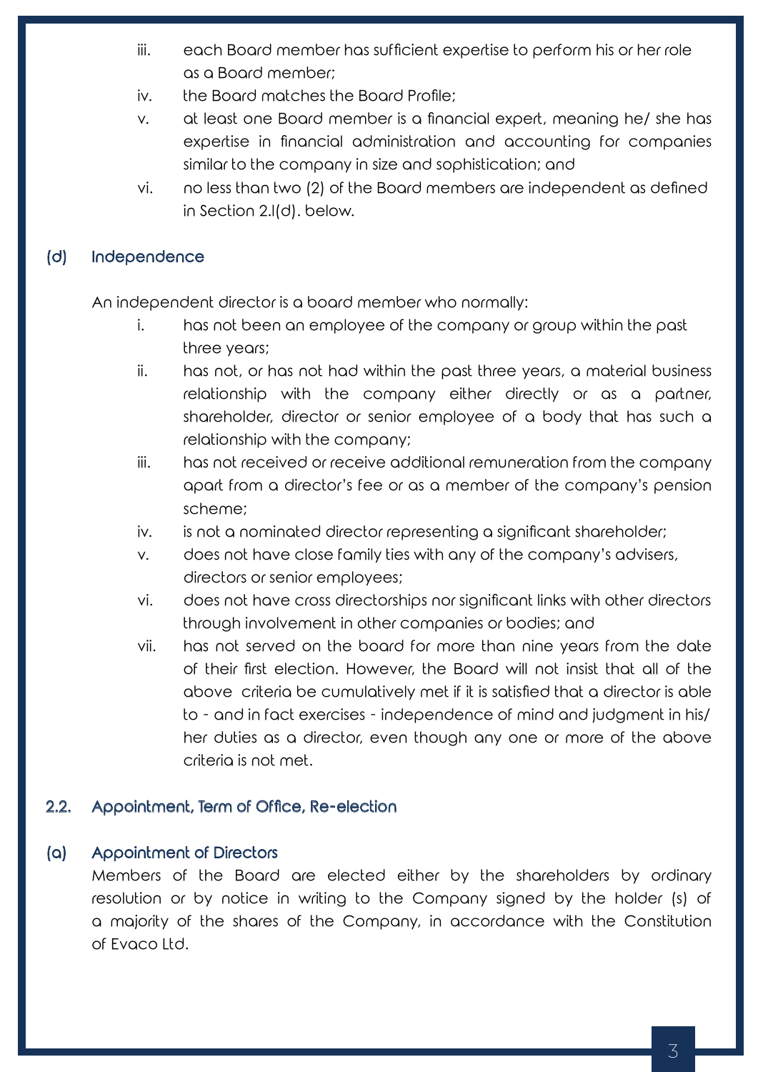iii. each Board member has sufficient expertise to perform his or her role as a Board member;

iv. the Board matches the Board Profile;

v. at least one Board member is a financial expert, meaning he/ she has expertise in financial administration and accounting for companies similar to the company in size and sophistication; and

vi. no less than two (2) of the Board members are independent as defined in Section 2.l(d). below.

### (d) Independence

An independent director is a board member who normally:

i. has not been an employee of the company or group within the past three years;

ii. has not, or has not had within the past three years, a material business relationship with the company either directly or as a partner, shareholder, director or senior employee of a body that has such a relationship with the company;

iii. has not received or receive additional remuneration from the company apart from a director's fee or as a member of the company's pension scheme;

iv. is not a nominated director representing a significant shareholder;

v. does not have close family ties with any of the company's advisers, directors or senior employees;

vi. does not have cross directorships nor significant links with other directors through involvement in other companies or bodies; and

vii. has not served on the board for more than nine years from the date of their first election. However, the Board will not insist that all of the above criteria be cumulatively met if it is satisfied that a director is able to - and in fact exercises - independence of mind and judgment in his/ her duties as a director, even though any one or more of the above criteria is not met.

## 2.2. Appointment, Term of Office, Re-election

### (a) Appointment of Directors

Members of the Board are elected either by the shareholders by ordinary resolution or by notice in writing to the Company signed by the holder (s) of a majority of the shares of the Company, in accordance with the Constitution of Evaco Ltd.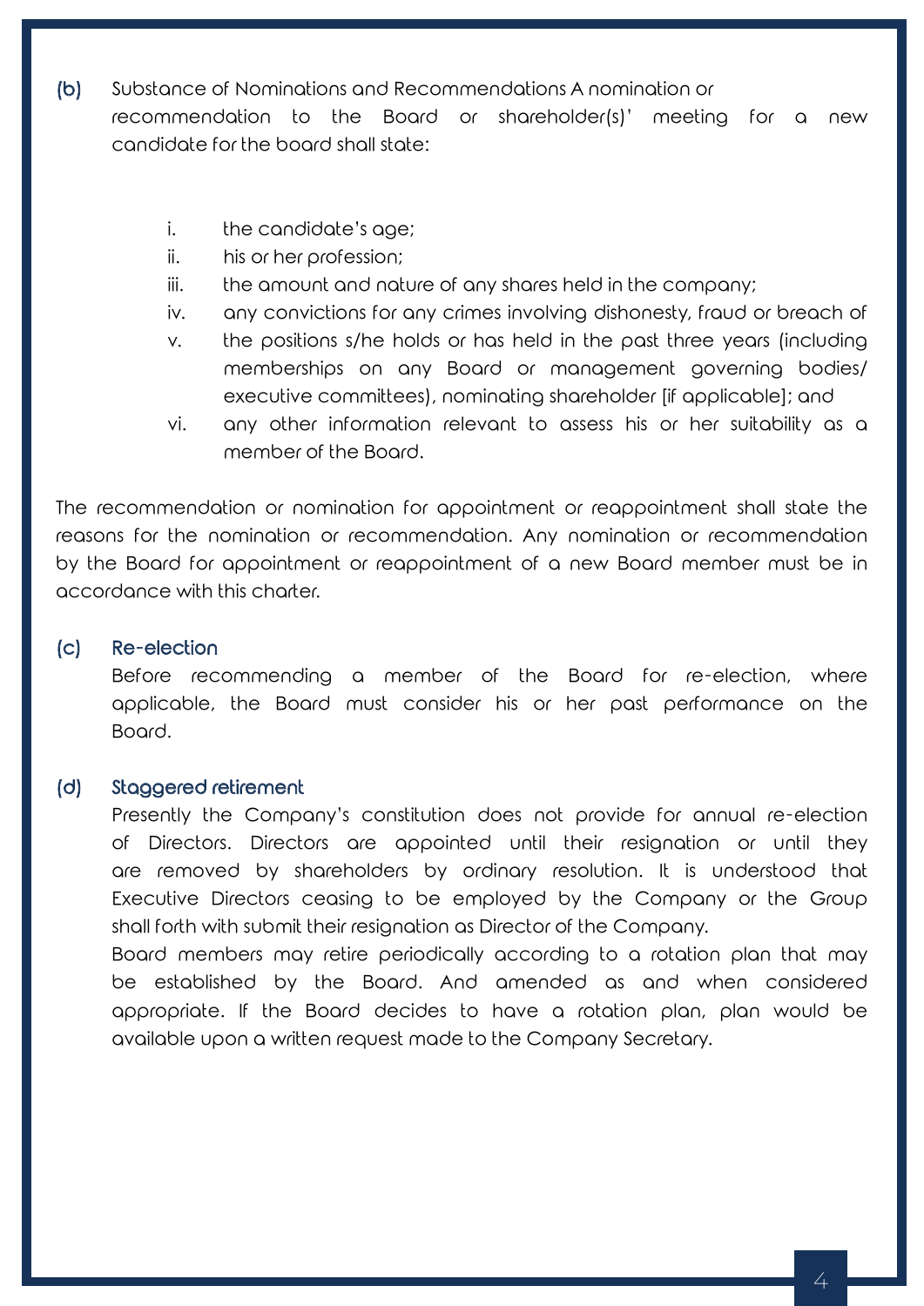**(b)** Substance of Nominations and Recommendations A nomination or recommendation to the Board or shareholder(s)' meeting for a new candidate for the board shall state:

i. the candidate's age;
ii. his or her profession;
iii. the amount and nature of any shares held in the company;
iv. any convictions for any crimes involving dishonesty, fraud or breach of
v. the positions s/he holds or has held in the past three years (including memberships on any Board or management governing bodies/ executive committees), nominating shareholder [if applicable]; and
vi. any other information relevant to assess his or her suitability as a member of the Board.

The recommendation or nomination for appointment or reappointment shall state the reasons for the nomination or recommendation. Any nomination or recommendation by the Board for appointment or reappointment of a new Board member must be in accordance with this charter.

**(c) Re-election**

Before recommending a member of the Board for re-election, where applicable, the Board must consider his or her past performance on the Board.

**(d) Staggered retirement**

Presently the Company's constitution does not provide for annual re-election of Directors. Directors are appointed until their resignation or until they are removed by shareholders by ordinary resolution. It is understood that Executive Directors ceasing to be employed by the Company or the Group shall forth with submit their resignation as Director of the Company.

Board members may retire periodically according to a rotation plan that may be established by the Board. And amended as and when considered appropriate. If the Board decides to have a rotation plan, plan would be available upon a written request made to the Company Secretary.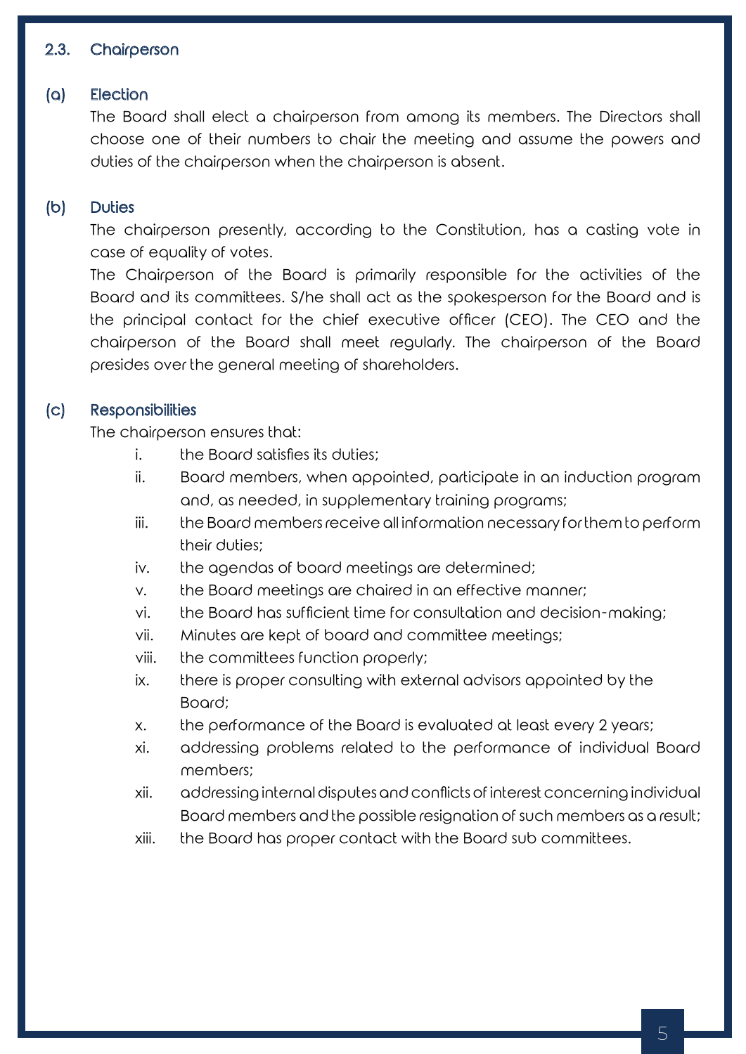## 2.3. Chairperson

### (a) Election

The Board shall elect a chairperson from among its members. The Directors shall choose one of their numbers to chair the meeting and assume the powers and duties of the chairperson when the chairperson is absent.

### (b) Duties

The chairperson presently, according to the Constitution, has a casting vote in case of equality of votes.

The Chairperson of the Board is primarily responsible for the activities of the Board and its committees. S/he shall act as the spokesperson for the Board and is the principal contact for the chief executive officer (CEO). The CEO and the chairperson of the Board shall meet regularly. The chairperson of the Board presides over the general meeting of shareholders.

### (c) Responsibilities

The chairperson ensures that:

i. the Board satisfies its duties;

ii. Board members, when appointed, participate in an induction program and, as needed, in supplementary training programs;

iii. the Board members receive all information necessary for them to perform their duties;

iv. the agendas of board meetings are determined;

v. the Board meetings are chaired in an effective manner;

vi. the Board has sufficient time for consultation and decision-making;

vii. Minutes are kept of board and committee meetings;

viii. the committees function properly;

ix. there is proper consulting with external advisors appointed by the Board;

x. the performance of the Board is evaluated at least every 2 years;

xi. addressing problems related to the performance of individual Board members;

xii. addressing internal disputes and conflicts of interest concerning individual Board members and the possible resignation of such members as a result;

xiii. the Board has proper contact with the Board sub committees.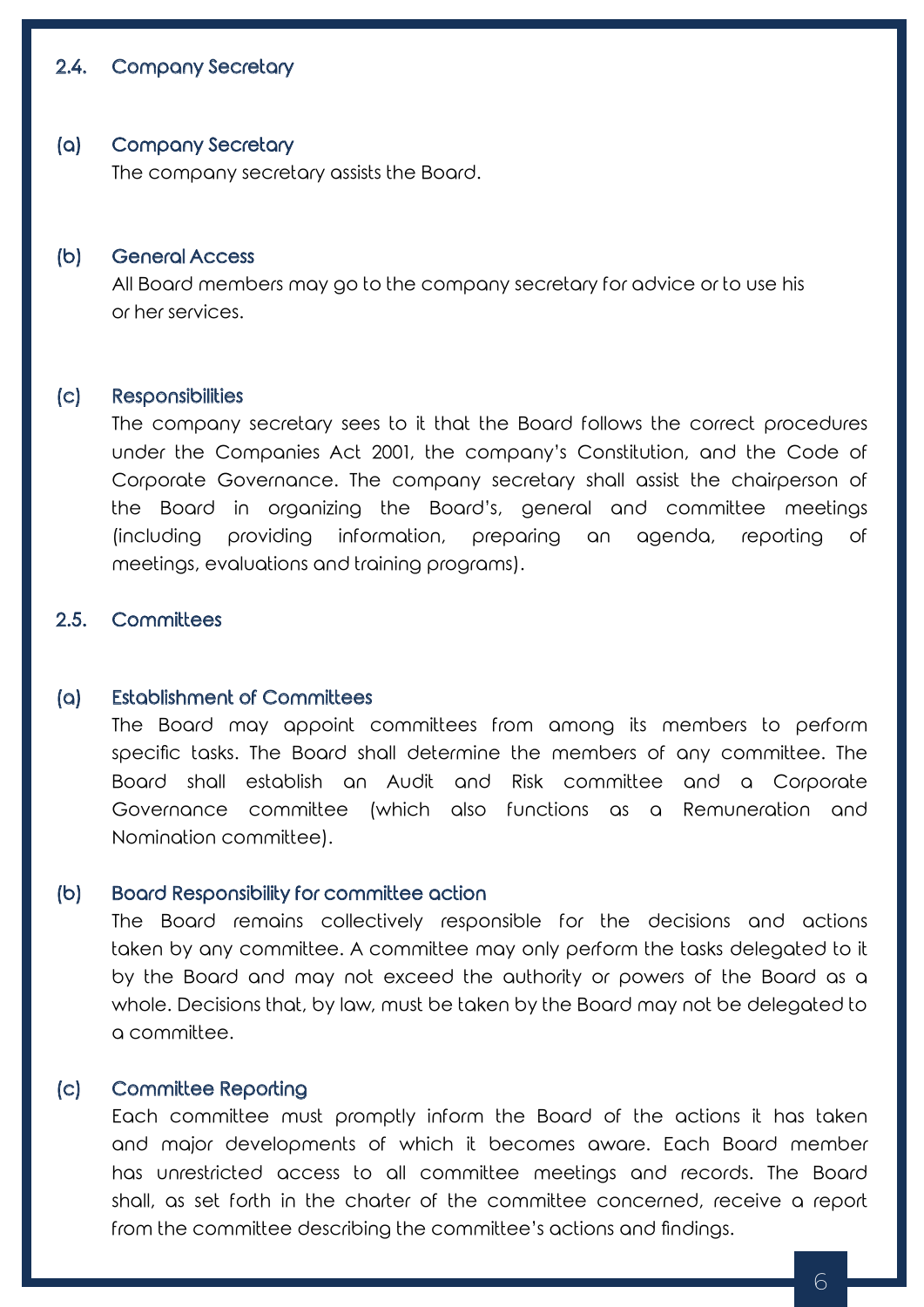## 2.4. Company Secretary

### (a) Company Secretary

The company secretary assists the Board.

### (b) General Access

All Board members may go to the company secretary for advice or to use his or her services.

### (c) Responsibilities

The company secretary sees to it that the Board follows the correct procedures under the Companies Act 2001, the company's Constitution, and the Code of Corporate Governance. The company secretary shall assist the chairperson of the Board in organizing the Board's, general and committee meetings (including providing information, preparing an agenda, reporting of meetings, evaluations and training programs).

## 2.5. Committees

### (a) Establishment of Committees

The Board may appoint committees from among its members to perform specific tasks. The Board shall determine the members of any committee. The Board shall establish an Audit and Risk committee and a Corporate Governance committee (which also functions as a Remuneration and Nomination committee).

### (b) Board Responsibility for committee action

The Board remains collectively responsible for the decisions and actions taken by any committee. A committee may only perform the tasks delegated to it by the Board and may not exceed the authority or powers of the Board as a whole. Decisions that, by law, must be taken by the Board may not be delegated to a committee.

### (c) Committee Reporting

Each committee must promptly inform the Board of the actions it has taken and major developments of which it becomes aware. Each Board member has unrestricted access to all committee meetings and records. The Board shall, as set forth in the charter of the committee concerned, receive a report from the committee describing the committee's actions and findings.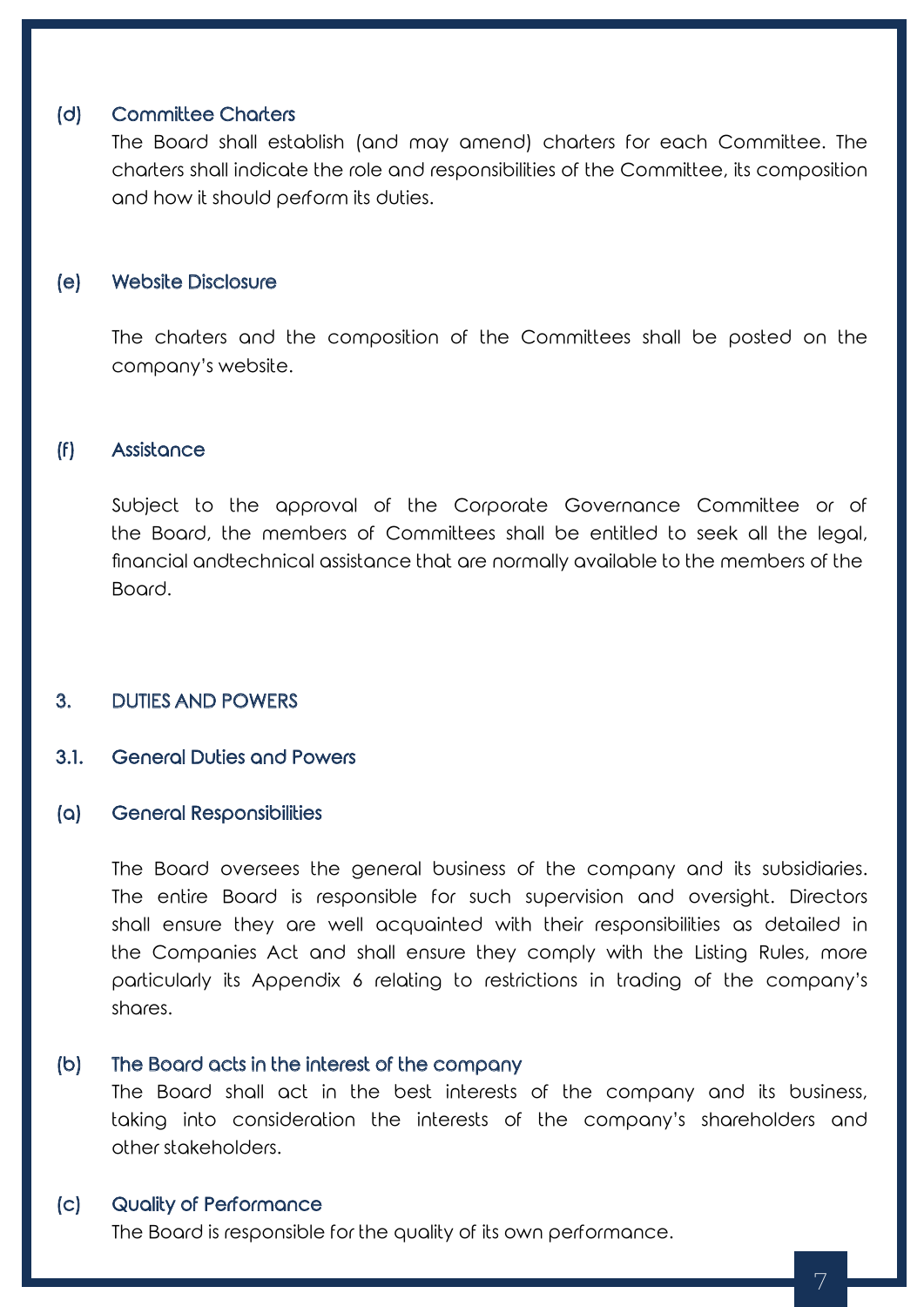#### (d) Committee Charters

The Board shall establish (and may amend) charters for each Committee. The charters shall indicate the role and responsibilities of the Committee, its composition and how it should perform its duties.

#### (e) Website Disclosure

The charters and the composition of the Committees shall be posted on the company's website.

#### (f) Assistance

Subject to the approval of the Corporate Governance Committee or of the Board, the members of Committees shall be entitled to seek all the legal, financial andtechnical assistance that are normally available to the members of the Board.

## 3. DUTIES AND POWERS

### 3.1. General Duties and Powers

#### (a) General Responsibilities

The Board oversees the general business of the company and its subsidiaries. The entire Board is responsible for such supervision and oversight. Directors shall ensure they are well acquainted with their responsibilities as detailed in the Companies Act and shall ensure they comply with the Listing Rules, more particularly its Appendix 6 relating to restrictions in trading of the company's shares.

#### (b) The Board acts in the interest of the company

The Board shall act in the best interests of the company and its business, taking into consideration the interests of the company's shareholders and other stakeholders.

#### (c) Quality of Performance

The Board is responsible for the quality of its own performance.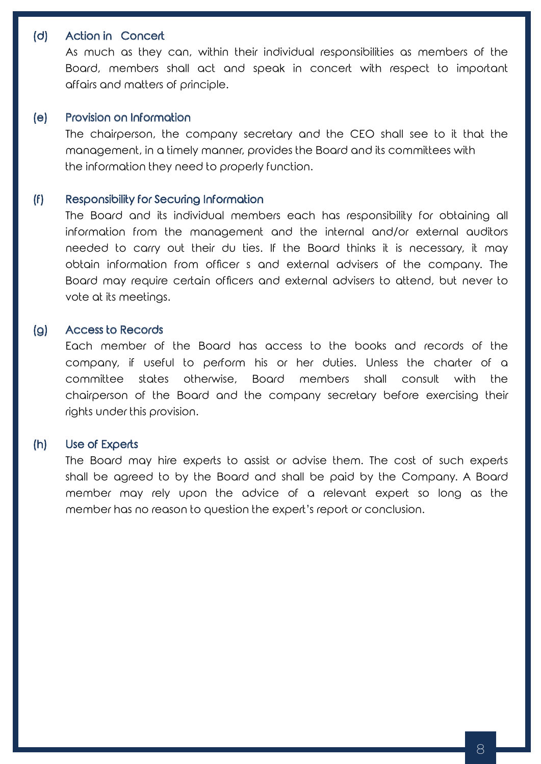**(d) Action in Concert**

As much as they can, within their individual responsibilities as members of the Board, members shall act and speak in concert with respect to important affairs and matters of principle.

**(e) Provision on Information**

The chairperson, the company secretary and the CEO shall see to it that the management, in a timely manner, provides the Board and its committees with the information they need to properly function.

**(f) Responsibility for Securing Information**

The Board and its individual members each has responsibility for obtaining all information from the management and the internal and/or external auditors needed to carry out their du ties. If the Board thinks it is necessary, it may obtain information from officer s and external advisers of the company. The Board may require certain officers and external advisers to attend, but never to vote at its meetings.

**(g) Access to Records**

Each member of the Board has access to the books and records of the company, if useful to perform his or her duties. Unless the charter of a committee states otherwise, Board members shall consult with the chairperson of the Board and the company secretary before exercising their rights under this provision.

**(h) Use of Experts**

The Board may hire experts to assist or advise them. The cost of such experts shall be agreed to by the Board and shall be paid by the Company. A Board member may rely upon the advice of a relevant expert so long as the member has no reason to question the expert's report or conclusion.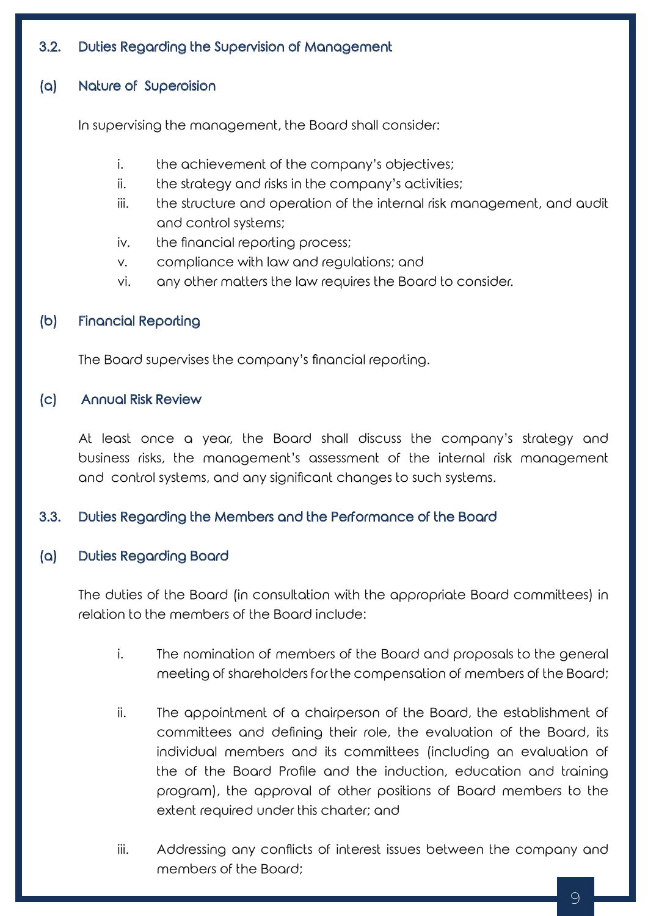## 3.2. Duties Regarding the Supervision of Management

### (a) Nature of Superoision

In supervising the management, the Board shall consider:

i. the achievement of the company's objectives;
ii. the strategy and risks in the company's activities;
iii. the structure and operation of the internal risk management, and audit and control systems;
iv. the financial reporting process;
v. compliance with law and regulations; and
vi. any other matters the law requires the Board to consider.

### (b) Financial Reporting

The Board supervises the company's financial reporting.

### (c) Annual Risk Review

At least once a year, the Board shall discuss the company's strategy and business risks, the management's assessment of the internal risk management and control systems, and any significant changes to such systems.

## 3.3. Duties Regarding the Members and the Performance of the Board

### (a) Duties Regarding Board

The duties of the Board (in consultation with the appropriate Board committees) in relation to the members of the Board include:

i. The nomination of members of the Board and proposals to the general meeting of shareholders for the compensation of members of the Board;

ii. The appointment of a chairperson of the Board, the establishment of committees and defining their role, the evaluation of the Board, its individual members and its committees (including an evaluation of the of the Board Profile and the induction, education and training program), the approval of other positions of Board members to the extent required under this charter; and

iii. Addressing any conflicts of interest issues between the company and members of the Board;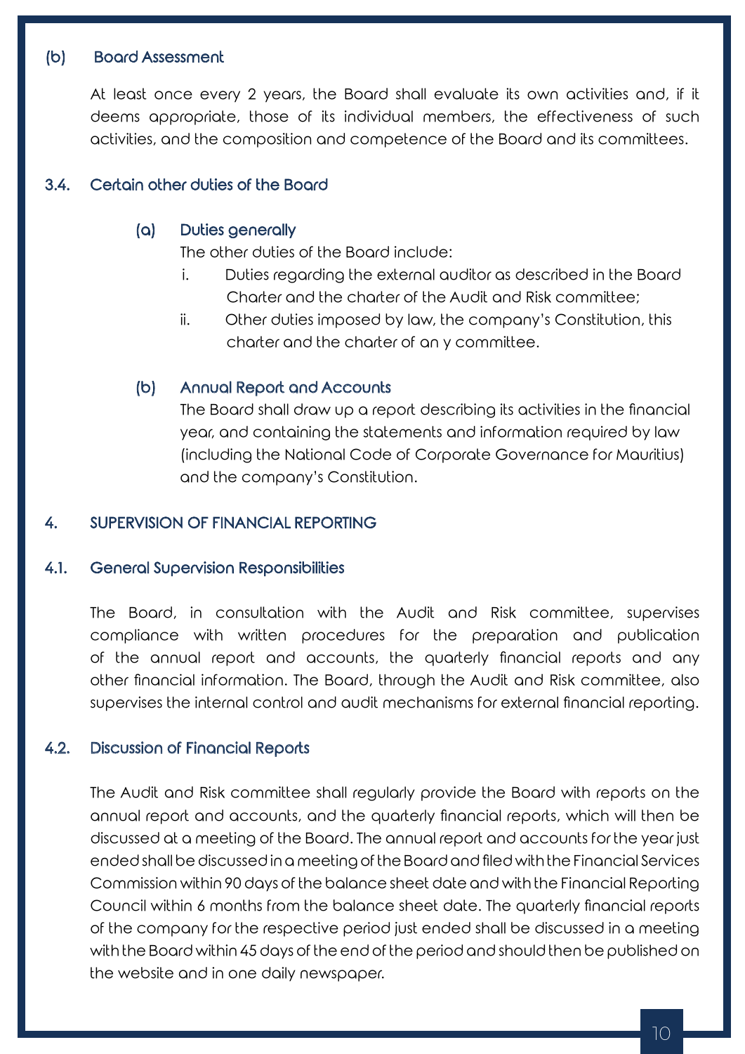### (b) Board Assessment

At least once every 2 years, the Board shall evaluate its own activities and, if it deems appropriate, those of its individual members, the effectiveness of such activities, and the composition and competence of the Board and its committees.

### 3.4. Certain other duties of the Board

#### (a) Duties generally

The other duties of the Board include:

i. Duties regarding the external auditor as described in the Board Charter and the charter of the Audit and Risk committee;
ii. Other duties imposed by law, the company's Constitution, this charter and the charter of an y committee.

#### (b) Annual Report and Accounts

The Board shall draw up a report describing its activities in the financial year, and containing the statements and information required by law (including the National Code of Corporate Governance for Mauritius) and the company's Constitution.

## 4. SUPERVISION OF FINANCIAL REPORTING

### 4.1. General Supervision Responsibilities

The Board, in consultation with the Audit and Risk committee, supervises compliance with written procedures for the preparation and publication of the annual report and accounts, the quarterly financial reports and any other financial information. The Board, through the Audit and Risk committee, also supervises the internal control and audit mechanisms for external financial reporting.

### 4.2. Discussion of Financial Reports

The Audit and Risk committee shall regularly provide the Board with reports on the annual report and accounts, and the quarterly financial reports, which will then be discussed at a meeting of the Board. The annual report and accounts for the year just ended shall be discussed in a meeting of the Board and filed with the Financial Services Commission within 90 days of the balance sheet date and with the Financial Reporting Council within 6 months from the balance sheet date. The quarterly financial reports of the company for the respective period just ended shall be discussed in a meeting with the Board within 45 days of the end of the period and should then be published on the website and in one daily newspaper.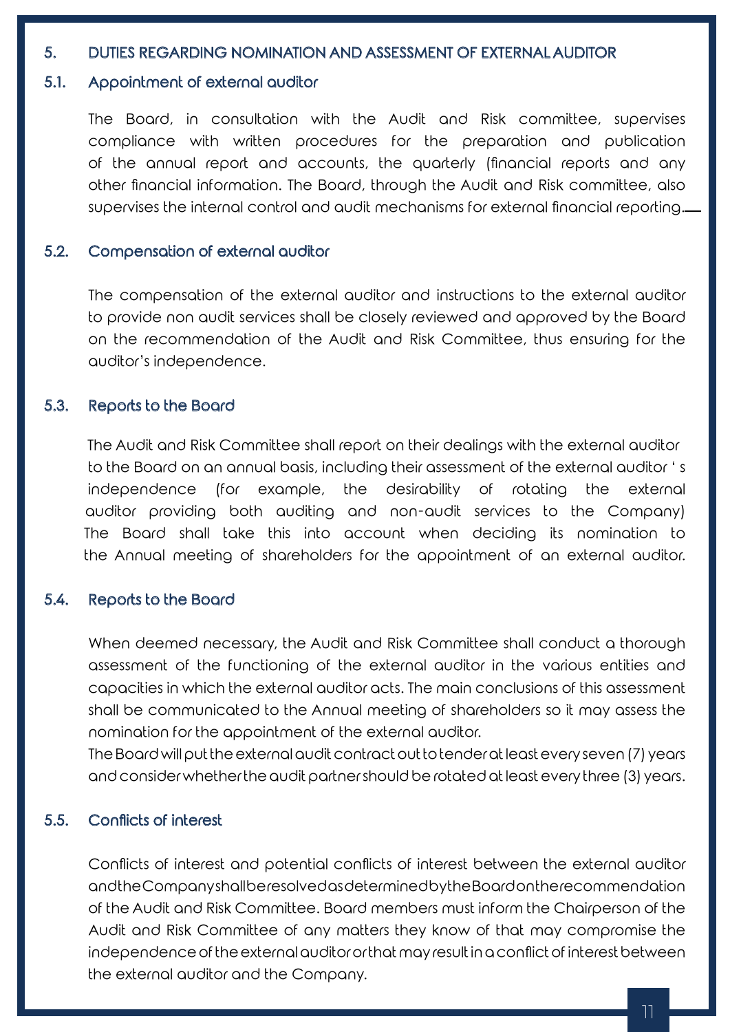## 5. DUTIES REGARDING NOMINATION AND ASSESSMENT OF EXTERNAL AUDITOR

### 5.1. Appointment of external auditor

The Board, in consultation with the Audit and Risk committee, supervises compliance with written procedures for the preparation and publication of the annual report and accounts, the quarterly (financial reports and any other financial information. The Board, through the Audit and Risk committee, also supervises the internal control and audit mechanisms for external financial reporting.

### 5.2. Compensation of external auditor

The compensation of the external auditor and instructions to the external auditor to provide non audit services shall be closely reviewed and approved by the Board on the recommendation of the Audit and Risk Committee, thus ensuring for the auditor's independence.

### 5.3. Reports to the Board

The Audit and Risk Committee shall report on their dealings with the external auditor to the Board on an annual basis, including their assessment of the external auditor ' s independence (for example, the desirability of rotating the external auditor providing both auditing and non-audit services to the Company) The Board shall take this into account when deciding its nomination to the Annual meeting of shareholders for the appointment of an external auditor.

### 5.4. Reports to the Board

When deemed necessary, the Audit and Risk Committee shall conduct a thorough assessment of the functioning of the external auditor in the various entities and capacities in which the external auditor acts. The main conclusions of this assessment shall be communicated to the Annual meeting of shareholders so it may assess the nomination for the appointment of the external auditor.

The Board will put the external audit contract out to tender at least every seven (7) years and consider whether the audit partner should be rotated at least every three (3) years.

### 5.5. Conflicts of interest

Conflicts of interest and potential conflicts of interest between the external auditor and the Company shall be resolved as determined by the Board on the recommendation of the Audit and Risk Committee. Board members must inform the Chairperson of the Audit and Risk Committee of any matters they know of that may compromise the independence of the external auditor or that may result in a conflict of interest between the external auditor and the Company.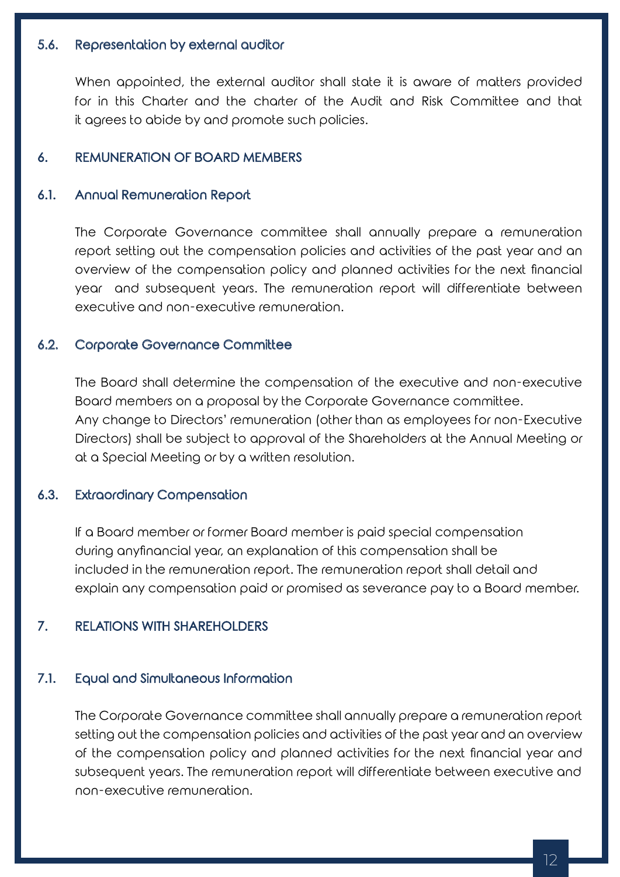### 5.6. Representation by external auditor

When appointed, the external auditor shall state it is aware of matters provided for in this Charter and the charter of the Audit and Risk Committee and that it agrees to abide by and promote such policies.

## 6. REMUNERATION OF BOARD MEMBERS

### 6.1. Annual Remuneration Report

The Corporate Governance committee shall annually prepare a remuneration report setting out the compensation policies and activities of the past year and an overview of the compensation policy and planned activities for the next financial year and subsequent years. The remuneration report will differentiate between executive and non-executive remuneration.

### 6.2. Corporate Governance Committee

The Board shall determine the compensation of the executive and non-executive Board members on a proposal by the Corporate Governance committee.
Any change to Directors' remuneration (other than as employees for non-Executive Directors) shall be subject to approval of the Shareholders at the Annual Meeting or at a Special Meeting or by a written resolution.

### 6.3. Extraordinary Compensation

If a Board member or former Board member is paid special compensation during anyfinancial year, an explanation of this compensation shall be included in the remuneration report. The remuneration report shall detail and explain any compensation paid or promised as severance pay to a Board member.

## 7. RELATIONS WITH SHAREHOLDERS

### 7.1. Equal and Simultaneous Information

The Corporate Governance committee shall annually prepare a remuneration report setting out the compensation policies and activities of the past year and an overview of the compensation policy and planned activities for the next financial year and subsequent years. The remuneration report will differentiate between executive and non-executive remuneration.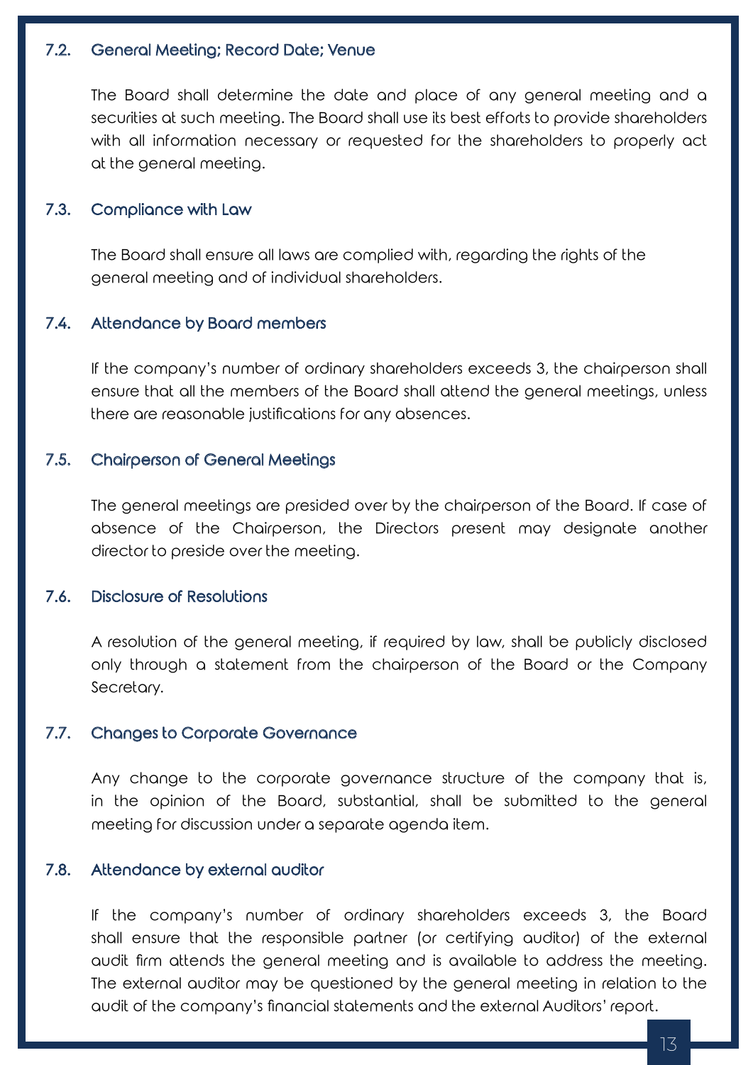### 7.2. General Meeting; Record Date; Venue

The Board shall determine the date and place of any general meeting and a securities at such meeting. The Board shall use its best efforts to provide shareholders with all information necessary or requested for the shareholders to properly act at the general meeting.

### 7.3. Compliance with Law

The Board shall ensure all laws are complied with, regarding the rights of the general meeting and of individual shareholders.

### 7.4. Attendance by Board members

If the company's number of ordinary shareholders exceeds 3, the chairperson shall ensure that all the members of the Board shall attend the general meetings, unless there are reasonable justifications for any absences.

### 7.5. Chairperson of General Meetings

The general meetings are presided over by the chairperson of the Board. If case of absence of the Chairperson, the Directors present may designate another director to preside over the meeting.

### 7.6. Disclosure of Resolutions

A resolution of the general meeting, if required by law, shall be publicly disclosed only through a statement from the chairperson of the Board or the Company Secretary.

### 7.7. Changes to Corporate Governance

Any change to the corporate governance structure of the company that is, in the opinion of the Board, substantial, shall be submitted to the general meeting for discussion under a separate agenda item.

### 7.8. Attendance by external auditor

If the company's number of ordinary shareholders exceeds 3, the Board shall ensure that the responsible partner (or certifying auditor) of the external audit firm attends the general meeting and is available to address the meeting. The external auditor may be questioned by the general meeting in relation to the audit of the company's financial statements and the external Auditors' report.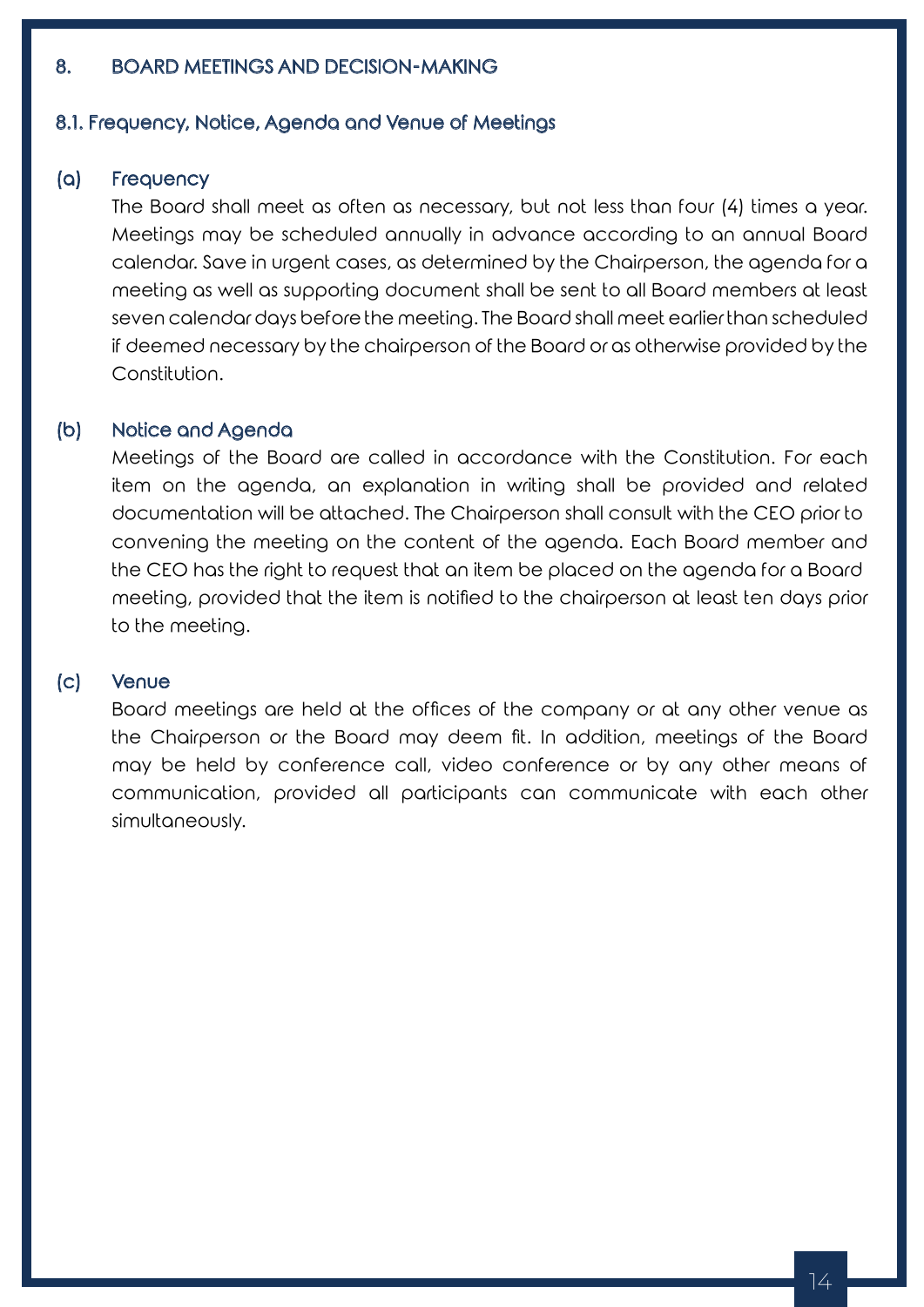## 8. BOARD MEETINGS AND DECISION-MAKING

### 8.1. Frequency, Notice, Agenda and Venue of Meetings

#### (a) Frequency

The Board shall meet as often as necessary, but not less than four (4) times a year. Meetings may be scheduled annually in advance according to an annual Board calendar. Save in urgent cases, as determined by the Chairperson, the agenda for a meeting as well as supporting document shall be sent to all Board members at least seven calendar days before the meeting. The Board shall meet earlier than scheduled if deemed necessary by the chairperson of the Board or as otherwise provided by the Constitution.

#### (b) Notice and Agenda

Meetings of the Board are called in accordance with the Constitution. For each item on the agenda, an explanation in writing shall be provided and related documentation will be attached. The Chairperson shall consult with the CEO prior to convening the meeting on the content of the agenda. Each Board member and the CEO has the right to request that an item be placed on the agenda for a Board meeting, provided that the item is notified to the chairperson at least ten days prior to the meeting.

#### (c) Venue

Board meetings are held at the offices of the company or at any other venue as the Chairperson or the Board may deem fit. In addition, meetings of the Board may be held by conference call, video conference or by any other means of communication, provided all participants can communicate with each other simultaneously.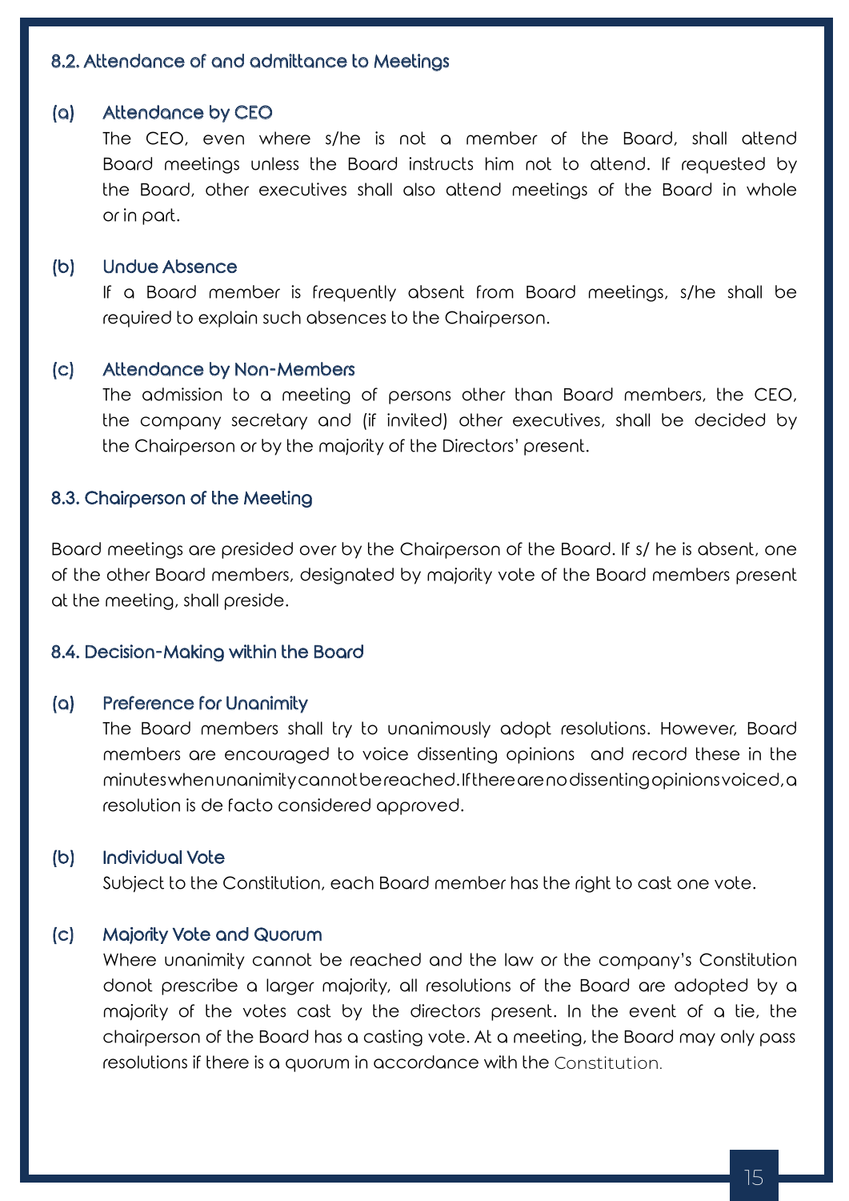### 8.2. Attendance of and admittance to Meetings

**(a) Attendance by CEO**

The CEO, even where s/he is not a member of the Board, shall attend Board meetings unless the Board instructs him not to attend. If requested by the Board, other executives shall also attend meetings of the Board in whole or in part.

**(b) Undue Absence**

If a Board member is frequently absent from Board meetings, s/he shall be required to explain such absences to the Chairperson.

**(c) Attendance by Non-Members**

The admission to a meeting of persons other than Board members, the CEO, the company secretary and (if invited) other executives, shall be decided by the Chairperson or by the majority of the Directors' present.

### 8.3. Chairperson of the Meeting

Board meetings are presided over by the Chairperson of the Board. If s/ he is absent, one of the other Board members, designated by majority vote of the Board members present at the meeting, shall preside.

### 8.4. Decision-Making within the Board

**(a) Preference for Unanimity**

The Board members shall try to unanimously adopt resolutions. However, Board members are encouraged to voice dissenting opinions and record these in the minutes when unanimity cannot be reached. If there are no dissenting opinions voiced, a resolution is de facto considered approved.

**(b) Individual Vote**

Subject to the Constitution, each Board member has the right to cast one vote.

**(c) Majority Vote and Quorum**

Where unanimity cannot be reached and the law or the company's Constitution donot prescribe a larger majority, all resolutions of the Board are adopted by a majority of the votes cast by the directors present. In the event of a tie, the chairperson of the Board has a casting vote. At a meeting, the Board may only pass resolutions if there is a quorum in accordance with the Constitution.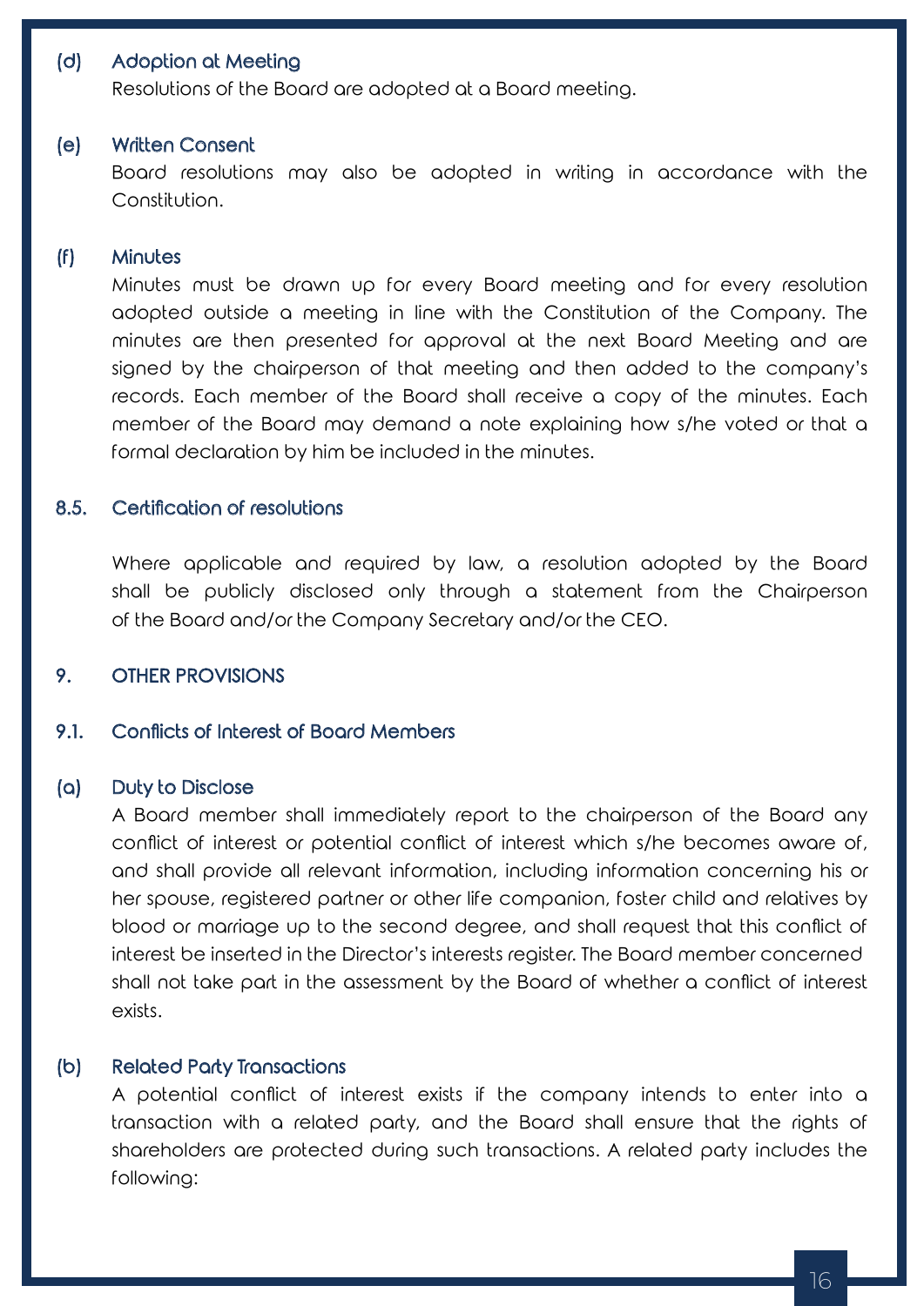#### (d) Adoption at Meeting

Resolutions of the Board are adopted at a Board meeting.

#### (e) Written Consent

Board resolutions may also be adopted in writing in accordance with the Constitution.

#### (f) Minutes

Minutes must be drawn up for every Board meeting and for every resolution adopted outside a meeting in line with the Constitution of the Company. The minutes are then presented for approval at the next Board Meeting and are signed by the chairperson of that meeting and then added to the company's records. Each member of the Board shall receive a copy of the minutes. Each member of the Board may demand a note explaining how s/he voted or that a formal declaration by him be included in the minutes.

### 8.5. Certification of resolutions

Where applicable and required by law, a resolution adopted by the Board shall be publicly disclosed only through a statement from the Chairperson of the Board and/or the Company Secretary and/or the CEO.

## 9. OTHER PROVISIONS

### 9.1. Conflicts of Interest of Board Members

#### (a) Duty to Disclose

A Board member shall immediately report to the chairperson of the Board any conflict of interest or potential conflict of interest which s/he becomes aware of, and shall provide all relevant information, including information concerning his or her spouse, registered partner or other life companion, foster child and relatives by blood or marriage up to the second degree, and shall request that this conflict of interest be inserted in the Director's interests register. The Board member concerned shall not take part in the assessment by the Board of whether a conflict of interest exists.

#### (b) Related Party Transactions

A potential conflict of interest exists if the company intends to enter into a transaction with a related party, and the Board shall ensure that the rights of shareholders are protected during such transactions. A related party includes the following: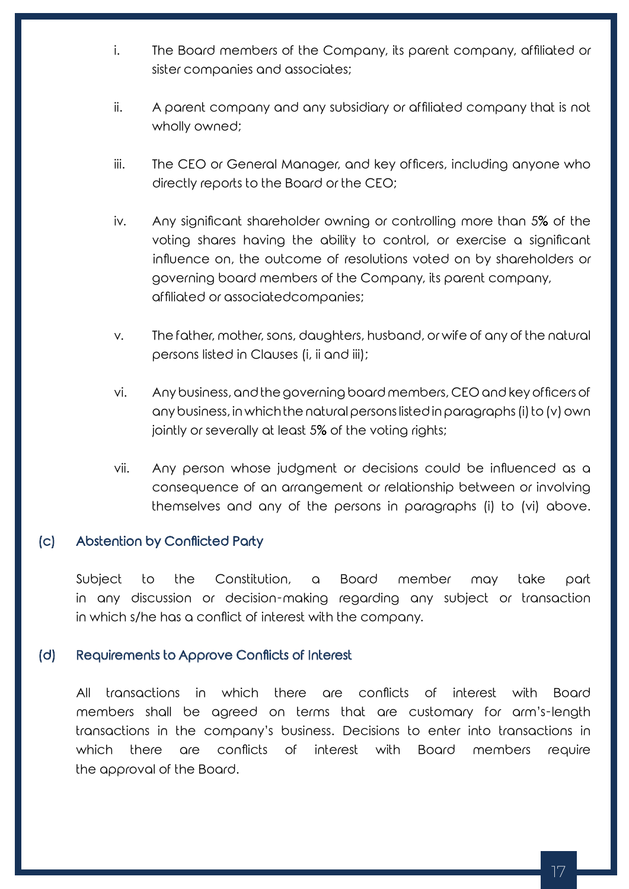i. The Board members of the Company, its parent company, affiliated or sister companies and associates;

ii. A parent company and any subsidiary or affiliated company that is not wholly owned;

iii. The CEO or General Manager, and key officers, including anyone who directly reports to the Board or the CEO;

iv. Any significant shareholder owning or controlling more than 5% of the voting shares having the ability to control, or exercise a significant influence on, the outcome of resolutions voted on by shareholders or governing board members of the Company, its parent company, affiliated or associatedcompanies;

v. The father, mother, sons, daughters, husband, or wife of any of the natural persons listed in Clauses (i, ii and iii);

vi. Any business, and the governing board members, CEO and key officers of any business, in which the natural persons listed in paragraphs (i) to (v) own jointly or severally at least 5% of the voting rights;

vii. Any person whose judgment or decisions could be influenced as a consequence of an arrangement or relationship between or involving themselves and any of the persons in paragraphs (i) to (vi) above.

### (c) Abstention by Conflicted Party

Subject to the Constitution, a Board member may take part in any discussion or decision-making regarding any subject or transaction in which s/he has a conflict of interest with the company.

### (d) Requirements to Approve Conflicts of Interest

All transactions in which there are conflicts of interest with Board members shall be agreed on terms that are customary for arm's-length transactions in the company's business. Decisions to enter into transactions in which there are conflicts of interest with Board members require the approval of the Board.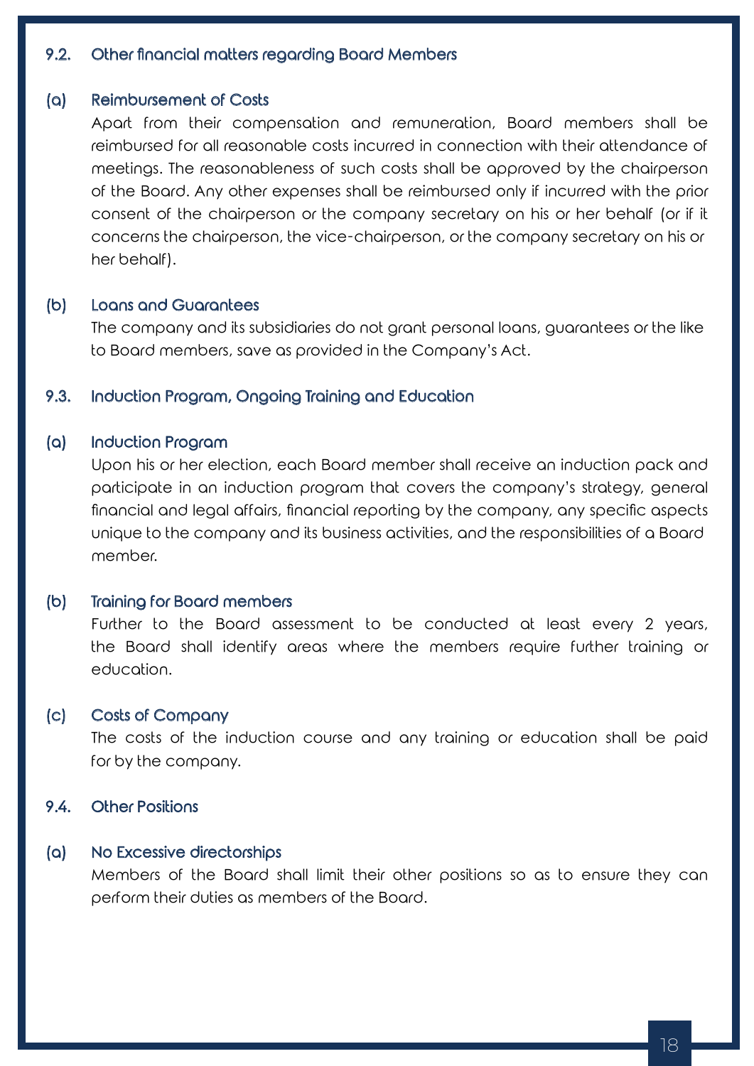### 9.2. Other financial matters regarding Board Members

#### (a) Reimbursement of Costs

Apart from their compensation and remuneration, Board members shall be reimbursed for all reasonable costs incurred in connection with their attendance of meetings. The reasonableness of such costs shall be approved by the chairperson of the Board. Any other expenses shall be reimbursed only if incurred with the prior consent of the chairperson or the company secretary on his or her behalf (or if it concerns the chairperson, the vice-chairperson, or the company secretary on his or her behalf).

#### (b) Loans and Guarantees

The company and its subsidiaries do not grant personal loans, guarantees or the like to Board members, save as provided in the Company's Act.

### 9.3. Induction Program, Ongoing Training and Education

#### (a) Induction Program

Upon his or her election, each Board member shall receive an induction pack and participate in an induction program that covers the company's strategy, general financial and legal affairs, financial reporting by the company, any specific aspects unique to the company and its business activities, and the responsibilities of a Board member.

#### (b) Training for Board members

Further to the Board assessment to be conducted at least every 2 years, the Board shall identify areas where the members require further training or education.

#### (c) Costs of Company

The costs of the induction course and any training or education shall be paid for by the company.

### 9.4. Other Positions

#### (a) No Excessive directorships

Members of the Board shall limit their other positions so as to ensure they can perform their duties as members of the Board.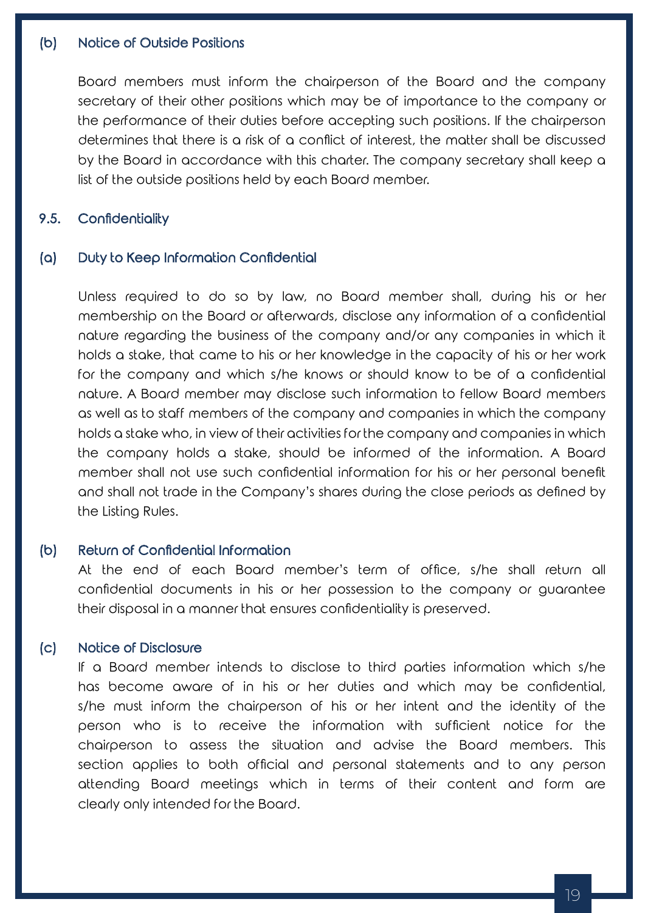### (b) Notice of Outside Positions

Board members must inform the chairperson of the Board and the company secretary of their other positions which may be of importance to the company or the performance of their duties before accepting such positions. If the chairperson determines that there is a risk of a conflict of interest, the matter shall be discussed by the Board in accordance with this charter. The company secretary shall keep a list of the outside positions held by each Board member.

## 9.5. Confidentiality

### (a) Duty to Keep Information Confidential

Unless required to do so by law, no Board member shall, during his or her membership on the Board or afterwards, disclose any information of a confidential nature regarding the business of the company and/or any companies in which it holds a stake, that came to his or her knowledge in the capacity of his or her work for the company and which s/he knows or should know to be of a confidential nature. A Board member may disclose such information to fellow Board members as well as to staff members of the company and companies in which the company holds a stake who, in view of their activities for the company and companies in which the company holds a stake, should be informed of the information. A Board member shall not use such confidential information for his or her personal benefit and shall not trade in the Company's shares during the close periods as defined by the Listing Rules.

### (b) Return of Confidential Information

At the end of each Board member's term of office, s/he shall return all confidential documents in his or her possession to the company or guarantee their disposal in a manner that ensures confidentiality is preserved.

### (c) Notice of Disclosure

If a Board member intends to disclose to third parties information which s/he has become aware of in his or her duties and which may be confidential, s/he must inform the chairperson of his or her intent and the identity of the person who is to receive the information with sufficient notice for the chairperson to assess the situation and advise the Board members. This section applies to both official and personal statements and to any person attending Board meetings which in terms of their content and form are clearly only intended for the Board.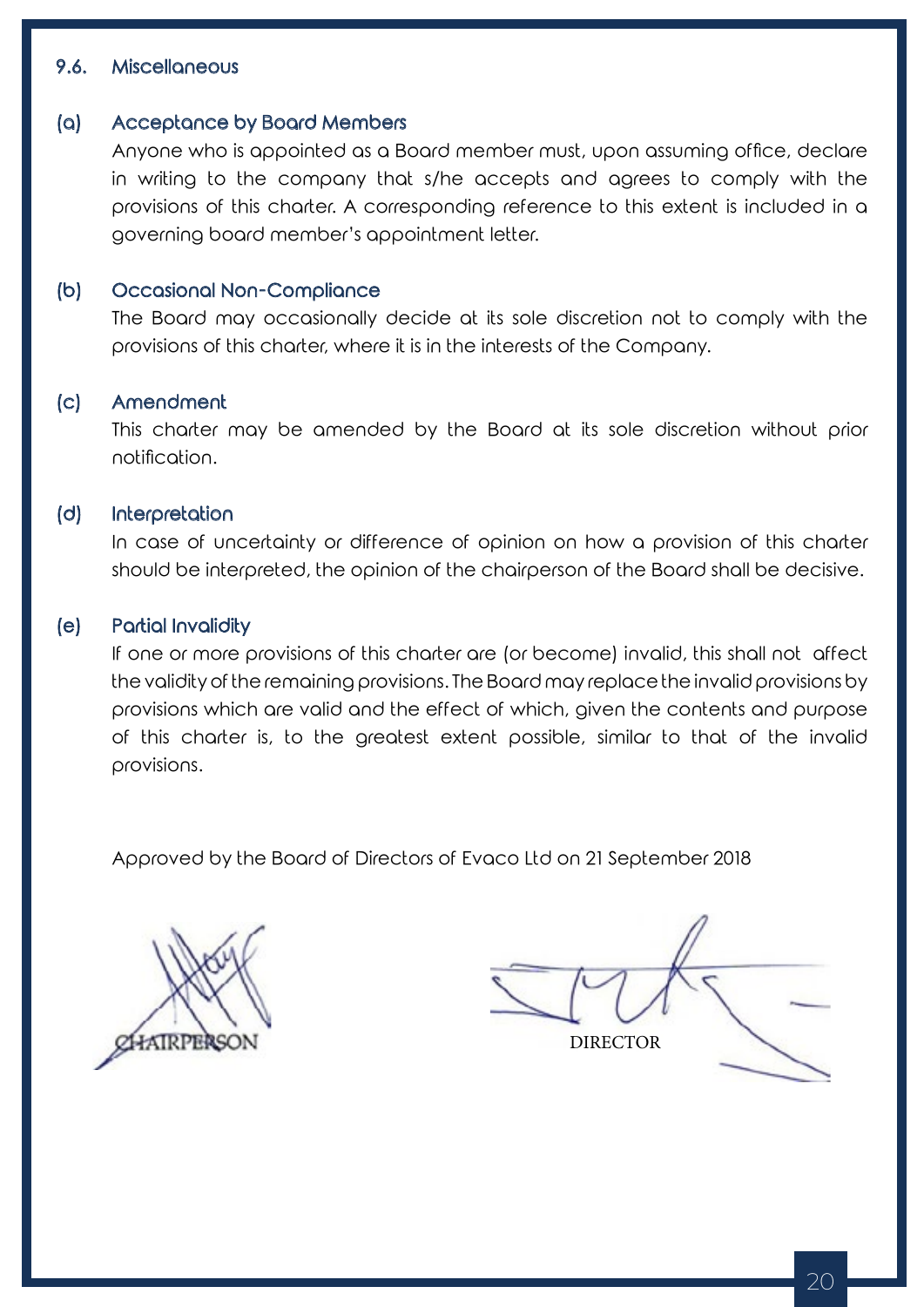### 9.6. Miscellaneous

#### (a) Acceptance by Board Members

Anyone who is appointed as a Board member must, upon assuming office, declare in writing to the company that s/he accepts and agrees to comply with the provisions of this charter. A corresponding reference to this extent is included in a governing board member's appointment letter.

#### (b) Occasional Non-Compliance

The Board may occasionally decide at its sole discretion not to comply with the provisions of this charter, where it is in the interests of the Company.

#### (c) Amendment

This charter may be amended by the Board at its sole discretion without prior notification.

#### (d) Interpretation

In case of uncertainty or difference of opinion on how a provision of this charter should be interpreted, the opinion of the chairperson of the Board shall be decisive.

#### (e) Partial Invalidity

If one or more provisions of this charter are (or become) invalid, this shall not affect the validity of the remaining provisions. The Board may replace the invalid provisions by provisions which are valid and the effect of which, given the contents and purpose of this charter is, to the greatest extent possible, similar to that of the invalid provisions.

Approved by the Board of Directors of Evaco Ltd on 21 September 2018

CHAIRPERSON

DIRECTOR